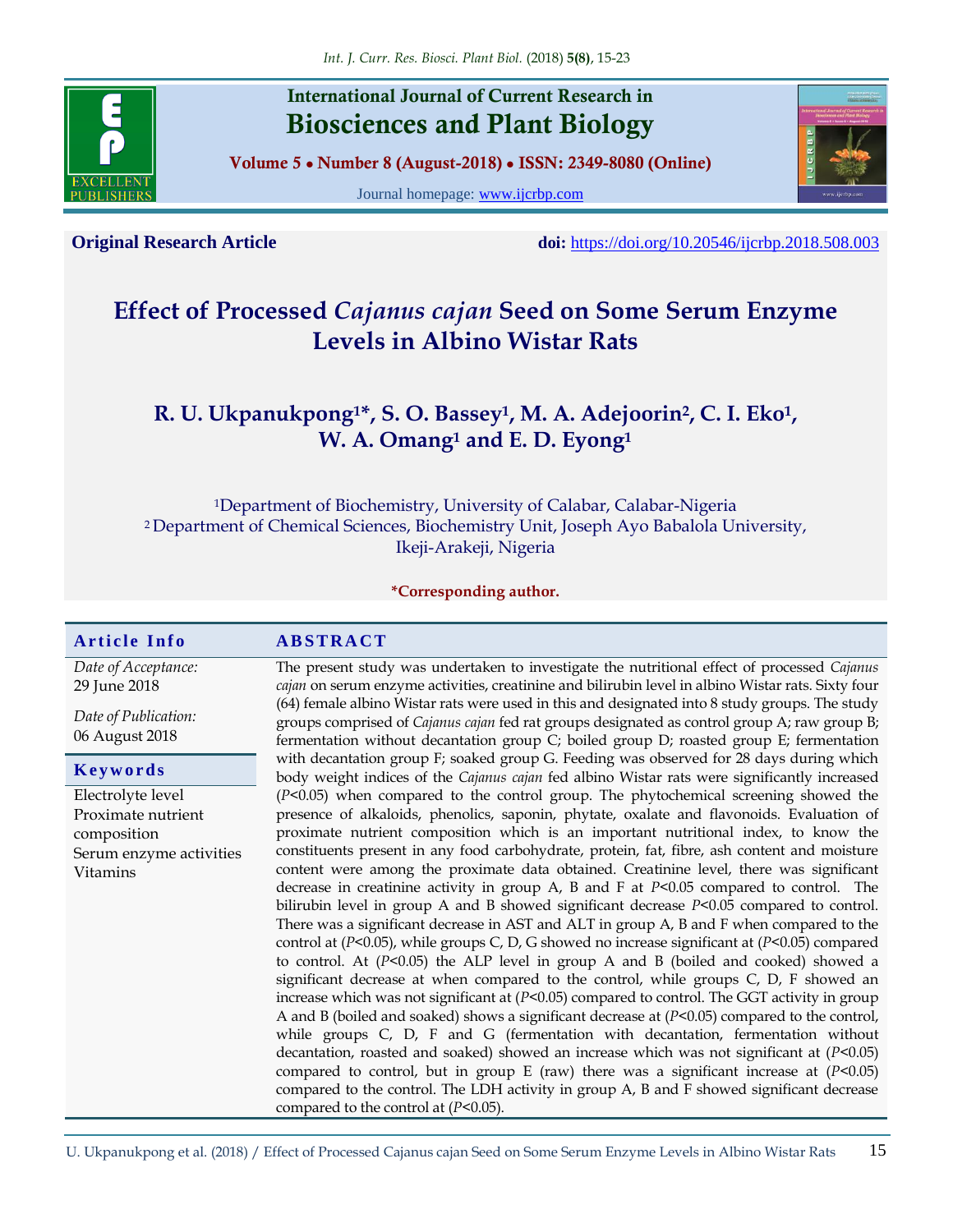International Journal of Current Research in

# Biosciences and Plant Biology

**Volume 5 • Number 8 (August-2018) • ISSN: 2349-8080 (Online)**

Journal homepage: www.ijcrbp.com

**Original Research Article** **doi:** https://doi.org/10.20546/ijcrbp.2018.508.003

# Effect of Processed *Cajanus cajan* Seed on Some Serum Enzyme Levels in Albino Wistar Rats

**R. U. Ukpanukpong[1]*, S. O. Bassey[1], M. A. Adejoorin[2], C. I. Eko[1], W. A. Omang[1] and E. D. Eyong[1]**

[1]Department of Biochemistry, University of Calabar, Calabar-Nigeria
[2]Department of Chemical Sciences, Biochemistry Unit, Joseph Ayo Babalola University, Ikeji-Arakeji, Nigeria

***Corresponding author.**

## Article Info

*Date of Acceptance:*
29 June 2018

*Date of Publication:*
06 August 2018

## Keywords

Electrolyte level
Proximate nutrient composition
Serum enzyme activities
Vitamins

## ABSTRACT

The present study was undertaken to investigate the nutritional effect of processed *Cajanus cajan* on serum enzyme activities, creatinine and bilirubin level in albino Wistar rats. Sixty four (64) female albino Wistar rats were used in this and designated into 8 study groups. The study groups comprised of *Cajanus cajan* fed rat groups designated as control group A; raw group B; fermentation without decantation group C; boiled group D; roasted group E; fermentation with decantation group F; soaked group G. Feeding was observed for 28 days during which body weight indices of the *Cajanus cajan* fed albino Wistar rats were significantly increased ($P$<0.05) when compared to the control group. The phytochemical screening showed the presence of alkaloids, phenolics, saponin, phytate, oxalate and flavonoids. Evaluation of proximate nutrient composition which is an important nutritional index, to know the constituents present in any food carbohydrate, protein, fat, fibre, ash content and moisture content were among the proximate data obtained. Creatinine level, there was significant decrease in creatinine activity in group A, B and F at $P$<0.05 compared to control. The bilirubin level in group A and B showed significant decrease $P$<0.05 compared to control. There was a significant decrease in AST and ALT in group A, B and F when compared to the control at ($P$<0.05), while groups C, D, G showed no increase significant at ($P$<0.05) compared to control. At ($P$<0.05) the ALP level in group A and B (boiled and cooked) showed a significant decrease at when compared to the control, while groups C, D, F showed an increase which was not significant at ($P$<0.05) compared to control. The GGT activity in group A and B (boiled and soaked) shows a significant decrease at ($P$<0.05) compared to the control, while groups C, D, F and G (fermentation with decantation, fermentation without decantation, roasted and soaked) showed an increase which was not significant at ($P$<0.05) compared to control, but in group E (raw) there was a significant increase at ($P$<0.05) compared to the control. The LDH activity in group A, B and F showed significant decrease compared to the control at ($P$<0.05).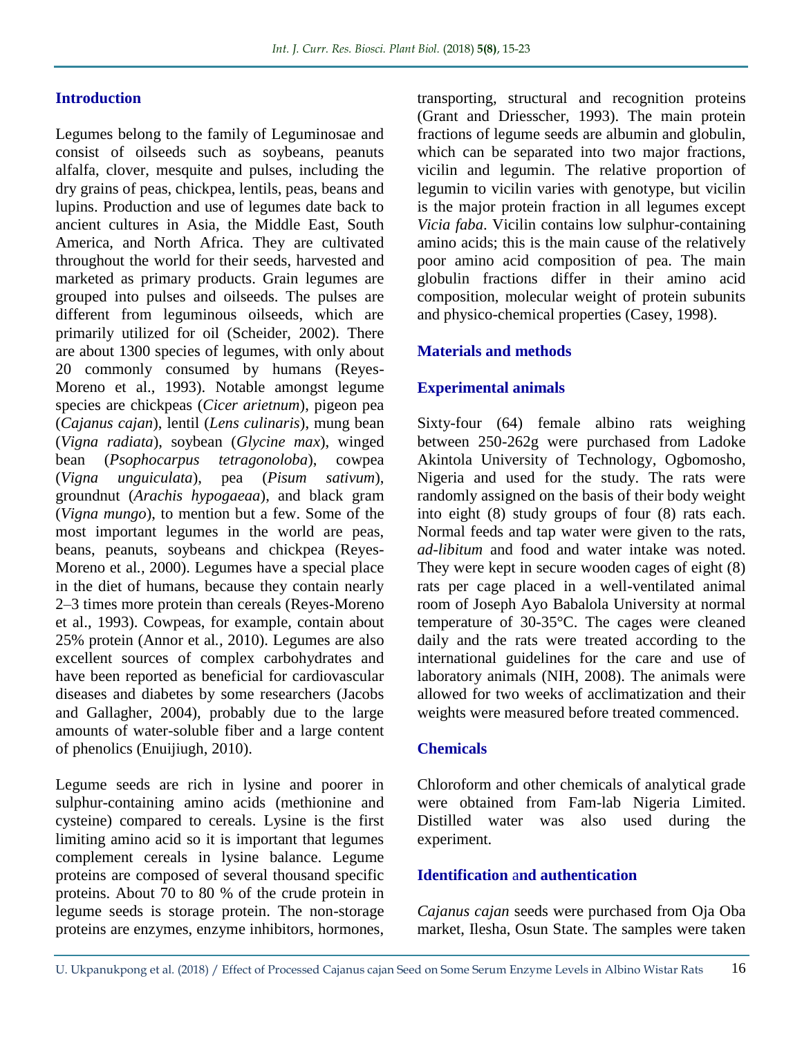## Introduction

Legumes belong to the family of Leguminosae and consist of oilseeds such as soybeans, peanuts alfalfa, clover, mesquite and pulses, including the dry grains of peas, chickpea, lentils, peas, beans and lupins. Production and use of legumes date back to ancient cultures in Asia, the Middle East, South America, and North Africa. They are cultivated throughout the world for their seeds, harvested and marketed as primary products. Grain legumes are grouped into pulses and oilseeds. The pulses are different from leguminous oilseeds, which are primarily utilized for oil (Scheider, 2002). There are about 1300 species of legumes, with only about 20 commonly consumed by humans (Reyes-Moreno et al., 1993). Notable amongst legume species are chickpeas (*Cicer arietnum*), pigeon pea (*Cajanus cajan*), lentil (*Lens culinaris*), mung bean (*Vigna radiata*), soybean (*Glycine max*), winged bean (*Psophocarpus tetragonoloba*), cowpea (*Vigna unguiculata*), pea (*Pisum sativum*), groundnut (*Arachis hypogaeaa*), and black gram (*Vigna mungo*), to mention but a few. Some of the most important legumes in the world are peas, beans, peanuts, soybeans and chickpea (Reyes-Moreno et al., 2000). Legumes have a special place in the diet of humans, because they contain nearly 2–3 times more protein than cereals (Reyes-Moreno et al., 1993). Cowpeas, for example, contain about 25% protein (Annor et al., 2010). Legumes are also excellent sources of complex carbohydrates and have been reported as beneficial for cardiovascular diseases and diabetes by some researchers (Jacobs and Gallagher, 2004), probably due to the large amounts of water-soluble fiber and a large content of phenolics (Enuijiugh, 2010).

Legume seeds are rich in lysine and poorer in sulphur-containing amino acids (methionine and cysteine) compared to cereals. Lysine is the first limiting amino acid so it is important that legumes complement cereals in lysine balance. Legume proteins are composed of several thousand specific proteins. About 70 to 80 % of the crude protein in legume seeds is storage protein. The non-storage proteins are enzymes, enzyme inhibitors, hormones, transporting, structural and recognition proteins (Grant and Driesscher, 1993). The main protein fractions of legume seeds are albumin and globulin, which can be separated into two major fractions, vicilin and legumin. The relative proportion of legumin to vicilin varies with genotype, but vicilin is the major protein fraction in all legumes except *Vicia faba*. Vicilin contains low sulphur-containing amino acids; this is the main cause of the relatively poor amino acid composition of pea. The main globulin fractions differ in their amino acid composition, molecular weight of protein subunits and physico-chemical properties (Casey, 1998).

## Materials and methods

### Experimental animals

Sixty-four (64) female albino rats weighing between 250-262g were purchased from Ladoke Akintola University of Technology, Ogbomosho, Nigeria and used for the study. The rats were randomly assigned on the basis of their body weight into eight (8) study groups of four (8) rats each. Normal feeds and tap water were given to the rats, *ad-libitum* and food and water intake was noted. They were kept in secure wooden cages of eight (8) rats per cage placed in a well-ventilated animal room of Joseph Ayo Babalola University at normal temperature of 30-35°C. The cages were cleaned daily and the rats were treated according to the international guidelines for the care and use of laboratory animals (NIH, 2008). The animals were allowed for two weeks of acclimatization and their weights were measured before treated commenced.

### Chemicals

Chloroform and other chemicals of analytical grade were obtained from Fam-lab Nigeria Limited. Distilled water was also used during the experiment.

### Identification and authentication

*Cajanus cajan* seeds were purchased from Oja Oba market, Ilesha, Osun State. The samples were taken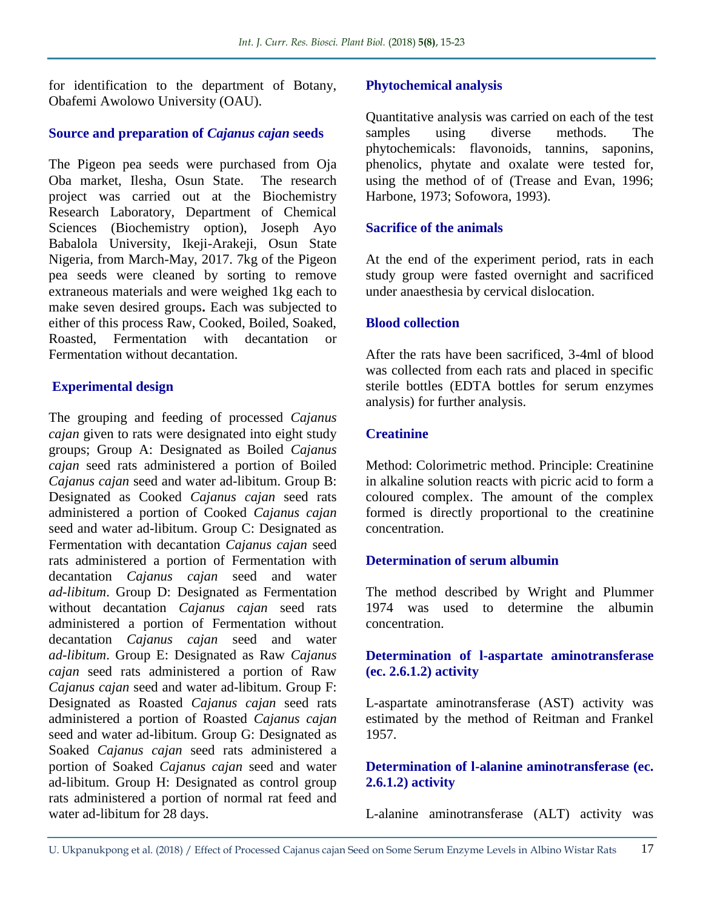for identification to the department of Botany, Obafemi Awolowo University (OAU).

### Source and preparation of *Cajanus cajan* seeds

The Pigeon pea seeds were purchased from Oja Oba market, Ilesha, Osun State. The research project was carried out at the Biochemistry Research Laboratory, Department of Chemical Sciences (Biochemistry option), Joseph Ayo Babalola University, Ikeji-Arakeji, Osun State Nigeria, from March-May, 2017. 7kg of the Pigeon pea seeds were cleaned by sorting to remove extraneous materials and were weighed 1kg each to make seven desired groups**.** Each was subjected to either of this process Raw, Cooked, Boiled, Soaked, Roasted, Fermentation with decantation or Fermentation without decantation.

### Experimental design

The grouping and feeding of processed *Cajanus cajan* given to rats were designated into eight study groups; Group A: Designated as Boiled *Cajanus cajan* seed rats administered a portion of Boiled *Cajanus cajan* seed and water ad-libitum. Group B: Designated as Cooked *Cajanus cajan* seed rats administered a portion of Cooked *Cajanus cajan* seed and water ad-libitum. Group C: Designated as Fermentation with decantation *Cajanus cajan* seed rats administered a portion of Fermentation with decantation *Cajanus cajan* seed and water *ad-libitum*. Group D: Designated as Fermentation without decantation *Cajanus cajan* seed rats administered a portion of Fermentation without decantation *Cajanus cajan* seed and water *ad-libitum*. Group E: Designated as Raw *Cajanus cajan* seed rats administered a portion of Raw *Cajanus cajan* seed and water ad-libitum. Group F: Designated as Roasted *Cajanus cajan* seed rats administered a portion of Roasted *Cajanus cajan* seed and water ad-libitum. Group G: Designated as Soaked *Cajanus cajan* seed rats administered a portion of Soaked *Cajanus cajan* seed and water ad-libitum. Group H: Designated as control group rats administered a portion of normal rat feed and water ad-libitum for 28 days.

### Phytochemical analysis

Quantitative analysis was carried on each of the test samples using diverse methods. The phytochemicals: flavonoids, tannins, saponins, phenolics, phytate and oxalate were tested for, using the method of of (Trease and Evan, 1996; Harbone, 1973; Sofowora, 1993).

### Sacrifice of the animals

At the end of the experiment period, rats in each study group were fasted overnight and sacrificed under anaesthesia by cervical dislocation.

### Blood collection

After the rats have been sacrificed, 3-4ml of blood was collected from each rats and placed in specific sterile bottles (EDTA bottles for serum enzymes analysis) for further analysis.

### Creatinine

Method: Colorimetric method. Principle: Creatinine in alkaline solution reacts with picric acid to form a coloured complex. The amount of the complex formed is directly proportional to the creatinine concentration.

### Determination of serum albumin

The method described by Wright and Plummer 1974 was used to determine the albumin concentration.

### Determination of l-aspartate aminotransferase (ec. 2.6.1.2) activity

L-aspartate aminotransferase (AST) activity was estimated by the method of Reitman and Frankel 1957.

### Determination of l-alanine aminotransferase (ec. 2.6.1.2) activity

L-alanine aminotransferase (ALT) activity was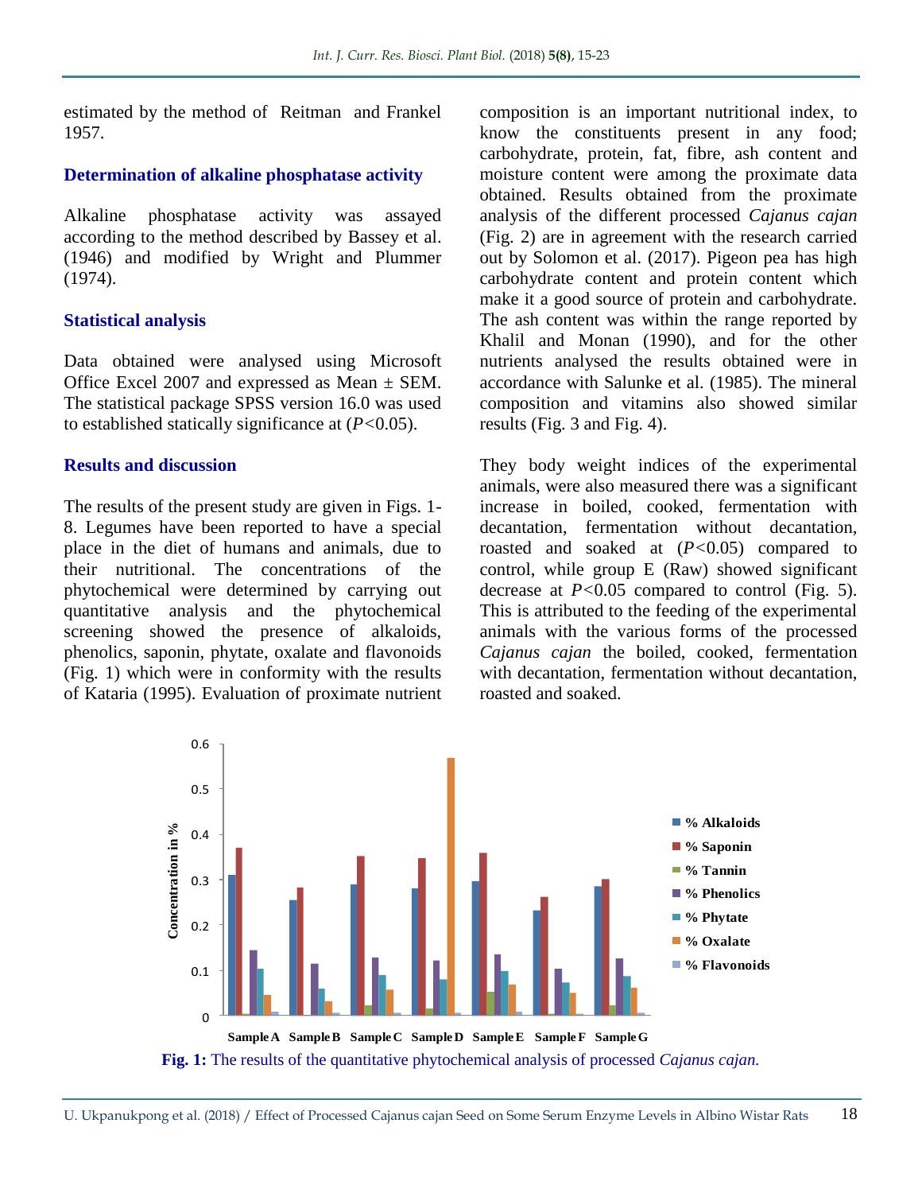estimated by the method of Reitman and Frankel 1957.

### Determination of alkaline phosphatase activity

Alkaline phosphatase activity was assayed according to the method described by Bassey et al. (1946) and modified by Wright and Plummer (1974).

### Statistical analysis

Data obtained were analysed using Microsoft Office Excel 2007 and expressed as Mean ± SEM. The statistical package SPSS version 16.0 was used to established statically significance at ($P<0.05$).

## Results and discussion

The results of the present study are given in Figs. 1-8. Legumes have been reported to have a special place in the diet of humans and animals, due to their nutritional. The concentrations of the phytochemical were determined by carrying out quantitative analysis and the phytochemical screening showed the presence of alkaloids, phenolics, saponin, phytate, oxalate and flavonoids (Fig. 1) which were in conformity with the results of Kataria (1995). Evaluation of proximate nutrient composition is an important nutritional index, to know the constituents present in any food; carbohydrate, protein, fat, fibre, ash content and moisture content were among the proximate data obtained. Results obtained from the proximate analysis of the different processed *Cajanus cajan* (Fig. 2) are in agreement with the research carried out by Solomon et al. (2017). Pigeon pea has high carbohydrate content and protein content which make it a good source of protein and carbohydrate. The ash content was within the range reported by Khalil and Monan (1990), and for the other nutrients analysed the results obtained were in accordance with Salunke et al. (1985). The mineral composition and vitamins also showed similar results (Fig. 3 and Fig. 4).

They body weight indices of the experimental animals, were also measured there was a significant increase in boiled, cooked, fermentation with decantation, fermentation without decantation, roasted and soaked at ($P<0.05$) compared to control, while group E (Raw) showed significant decrease at $P<0.05$ compared to control (Fig. 5). This is attributed to the feeding of the experimental animals with the various forms of the processed *Cajanus cajan* the boiled, cooked, fermentation with decantation, fermentation without decantation, roasted and soaked.

**Fig. 1:** The results of the quantitative phytochemical analysis of processed *Cajanus cajan.*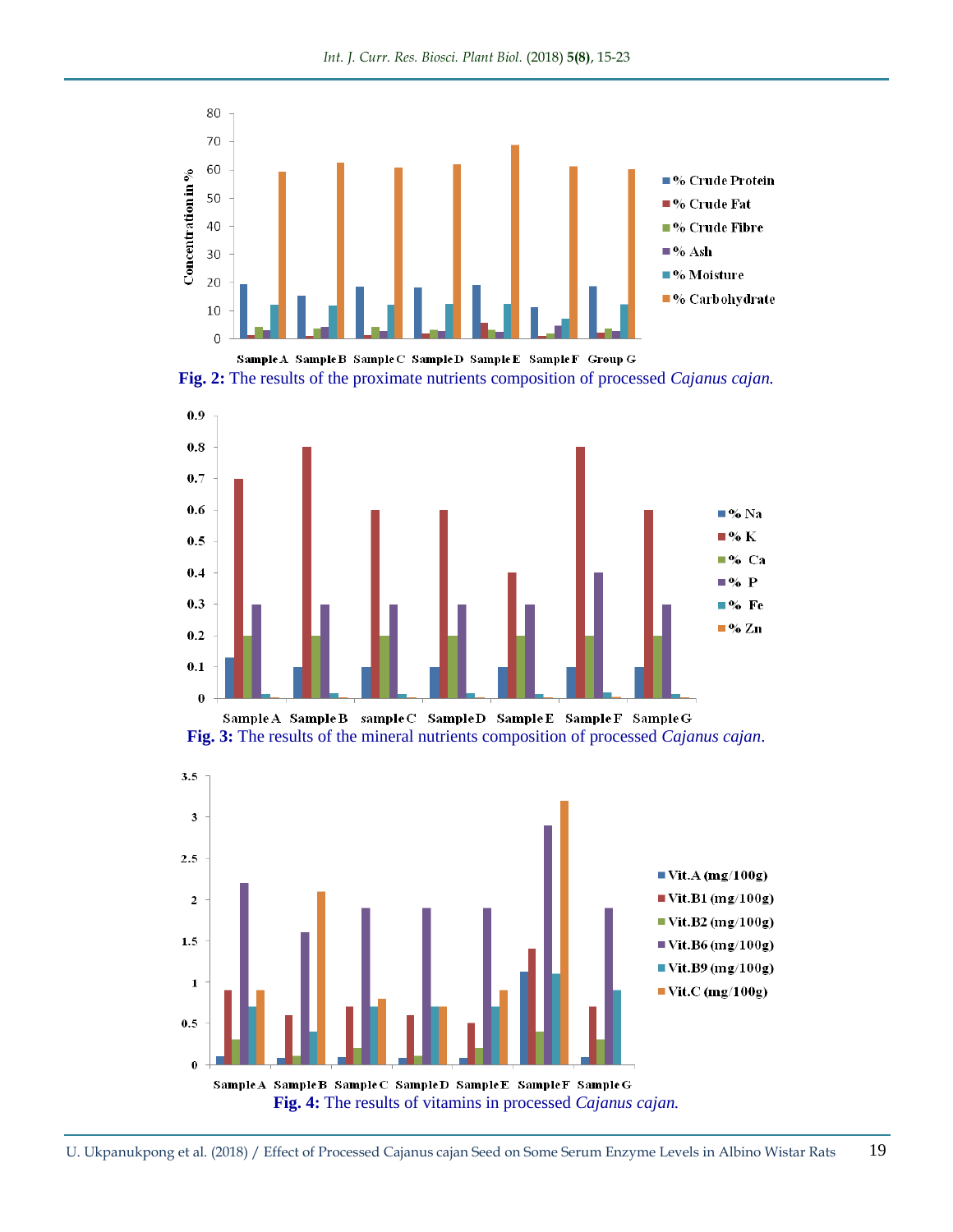**Fig. 2:** The results of the proximate nutrients composition of processed *Cajanus cajan.*

**Fig. 3:** The results of the mineral nutrients composition of processed *Cajanus cajan*.

**Fig. 4:** The results of vitamins in processed *Cajanus cajan.*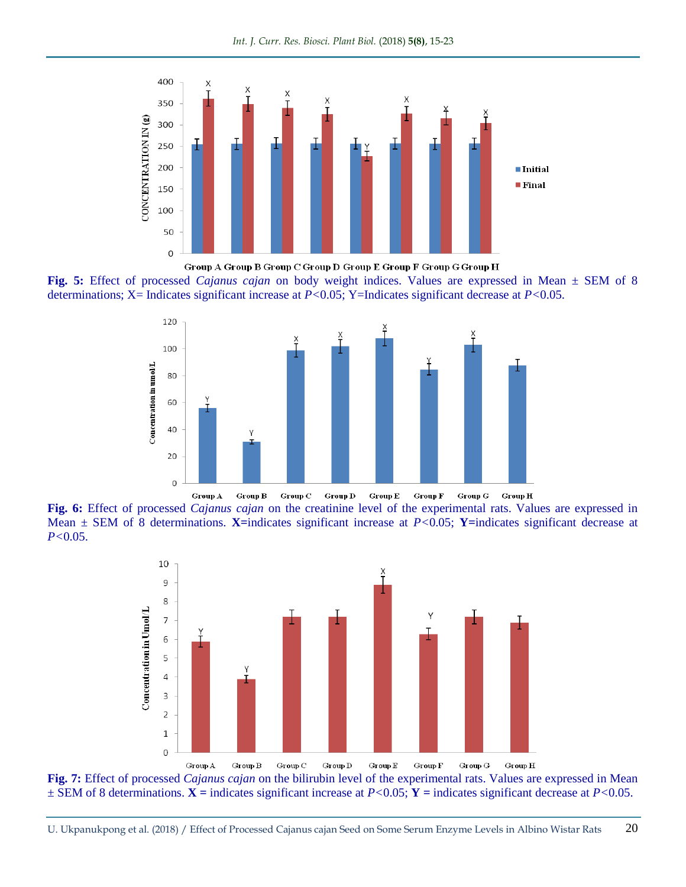**Fig. 5:** Effect of processed *Cajanus cajan* on body weight indices. Values are expressed in Mean ± SEM of 8 determinations; X= Indicates significant increase at *P*<0.05; Y=Indicates significant decrease at *P*<0.05.

**Fig. 6:** Effect of processed *Cajanus cajan* on the creatinine level of the experimental rats. Values are expressed in Mean ± SEM of 8 determinations. **X=**indicates significant increase at *P*<0.05; **Y=**indicates significant decrease at *P*<0.05.

**Fig. 7:** Effect of processed *Cajanus cajan* on the bilirubin level of the experimental rats. Values are expressed in Mean ± SEM of 8 determinations. **X =** indicates significant increase at *P*<0.05; **Y =** indicates significant decrease at *P*<0.05.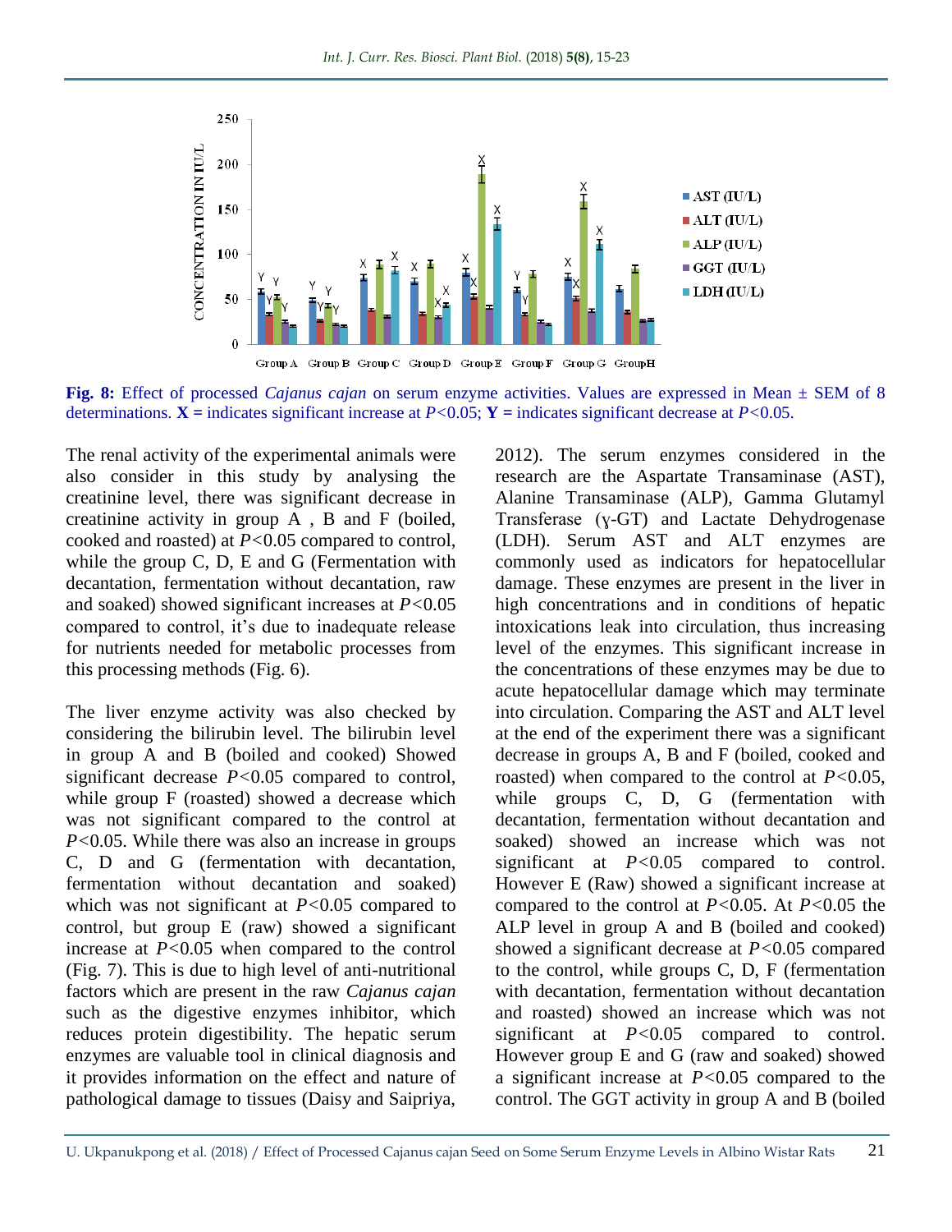**Fig. 8:** Effect of processed *Cajanus cajan* on serum enzyme activities. Values are expressed in Mean ± SEM of 8 determinations. **X =** indicates significant increase at $P<0.05$; **Y =** indicates significant decrease at $P<0.05$.

The renal activity of the experimental animals were also consider in this study by analysing the creatinine level, there was significant decrease in creatinine activity in group A , B and F (boiled, cooked and roasted) at $P<0.05$ compared to control, while the group C, D, E and G (Fermentation with decantation, fermentation without decantation, raw and soaked) showed significant increases at $P<0.05$ compared to control, it's due to inadequate release for nutrients needed for metabolic processes from this processing methods (Fig. 6).

The liver enzyme activity was also checked by considering the bilirubin level. The bilirubin level in group A and B (boiled and cooked) Showed significant decrease $P<0.05$ compared to control, while group F (roasted) showed a decrease which was not significant compared to the control at $P<0.05$. While there was also an increase in groups C, D and G (fermentation with decantation, fermentation without decantation and soaked) which was not significant at $P<0.05$ compared to control, but group E (raw) showed a significant increase at $P<0.05$ when compared to the control (Fig. 7). This is due to high level of anti-nutritional factors which are present in the raw *Cajanus cajan* such as the digestive enzymes inhibitor, which reduces protein digestibility. The hepatic serum enzymes are valuable tool in clinical diagnosis and it provides information on the effect and nature of pathological damage to tissues (Daisy and Saipriya, 2012). The serum enzymes considered in the research are the Aspartate Transaminase (AST), Alanine Transaminase (ALP), Gamma Glutamyl Transferase (ɣ-GT) and Lactate Dehydrogenase (LDH). Serum AST and ALT enzymes are commonly used as indicators for hepatocellular damage. These enzymes are present in the liver in high concentrations and in conditions of hepatic intoxications leak into circulation, thus increasing level of the enzymes. This significant increase in the concentrations of these enzymes may be due to acute hepatocellular damage which may terminate into circulation. Comparing the AST and ALT level at the end of the experiment there was a significant decrease in groups A, B and F (boiled, cooked and roasted) when compared to the control at $P<0.05$, while groups C, D, G (fermentation with decantation, fermentation without decantation and soaked) showed an increase which was not significant at $P<0.05$ compared to control. However E (Raw) showed a significant increase at compared to the control at $P<0.05$. At $P<0.05$ the ALP level in group A and B (boiled and cooked) showed a significant decrease at $P<0.05$ compared to the control, while groups C, D, F (fermentation with decantation, fermentation without decantation and roasted) showed an increase which was not significant at $P<0.05$ compared to control. However group E and G (raw and soaked) showed a significant increase at $P<0.05$ compared to the control. The GGT activity in group A and B (boiled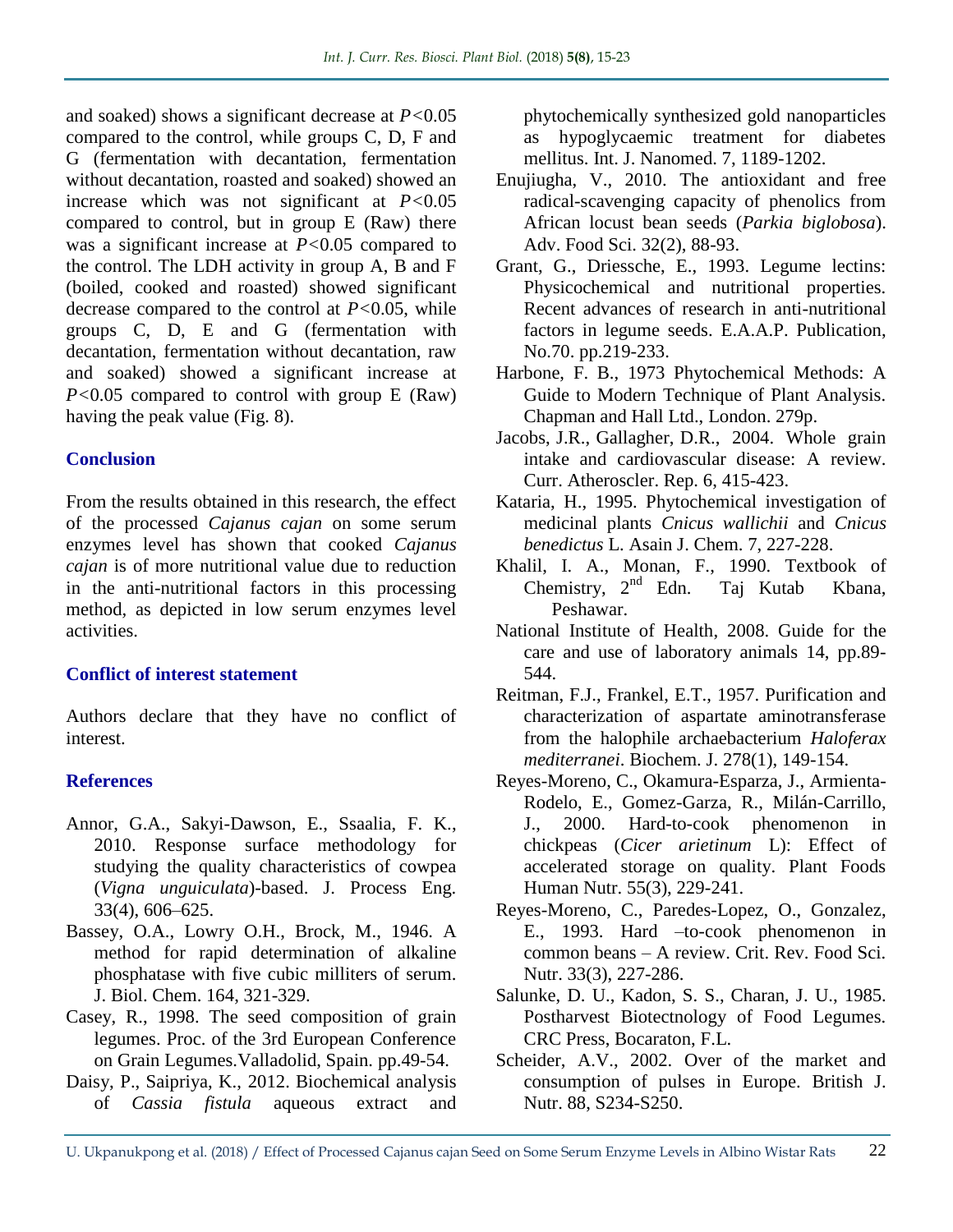and soaked) shows a significant decrease at $P<0.05$ compared to the control, while groups C, D, F and G (fermentation with decantation, fermentation without decantation, roasted and soaked) showed an increase which was not significant at $P<0.05$ compared to control, but in group E (Raw) there was a significant increase at $P<0.05$ compared to the control. The LDH activity in group A, B and F (boiled, cooked and roasted) showed significant decrease compared to the control at $P<0.05$, while groups C, D, E and G (fermentation with decantation, fermentation without decantation, raw and soaked) showed a significant increase at $P<0.05$ compared to control with group E (Raw) having the peak value (Fig. 8).

## Conclusion

From the results obtained in this research, the effect of the processed *Cajanus cajan* on some serum enzymes level has shown that cooked *Cajanus cajan* is of more nutritional value due to reduction in the anti-nutritional factors in this processing method, as depicted in low serum enzymes level activities.

## Conflict of interest statement

Authors declare that they have no conflict of interest.

## References

Annor, G.A., Sakyi-Dawson, E., Ssaalia, F. K., 2010. Response surface methodology for studying the quality characteristics of cowpea (*Vigna unguiculata*)-based. J. Process Eng. 33(4), 606–625.

Bassey, O.A., Lowry O.H., Brock, M., 1946. A method for rapid determination of alkaline phosphatase with five cubic milliters of serum. J. Biol. Chem. 164, 321-329.

Casey, R., 1998. The seed composition of grain legumes. Proc. of the 3rd European Conference on Grain Legumes.Valladolid, Spain. pp.49-54.

Daisy, P., Saipriya, K., 2012. Biochemical analysis of *Cassia fistula* aqueous extract and phytochemically synthesized gold nanoparticles as hypoglycaemic treatment for diabetes mellitus. Int. J. Nanomed. 7, 1189-1202.

Enujiugha, V., 2010. The antioxidant and free radical-scavenging capacity of phenolics from African locust bean seeds (*Parkia biglobosa*). Adv. Food Sci. 32(2), 88-93.

Grant, G., Driessche, E., 1993. Legume lectins: Physicochemical and nutritional properties. Recent advances of research in anti-nutritional factors in legume seeds. E.A.A.P. Publication, No.70. pp.219-233.

Harbone, F. B., 1973 Phytochemical Methods: A Guide to Modern Technique of Plant Analysis. Chapman and Hall Ltd., London. 279p.

Jacobs, J.R., Gallagher, D.R., 2004. Whole grain intake and cardiovascular disease: A review. Curr. Atheroscler. Rep. 6, 415-423.

Kataria, H., 1995. Phytochemical investigation of medicinal plants *Cnicus wallichii* and *Cnicus benedictus* L. Asain J. Chem. 7, 227-228.

Khalil, I. A., Monan, F., 1990. Textbook of Chemistry, 2nd Edn. Taj Kutab Kbana, Peshawar.

National Institute of Health, 2008. Guide for the care and use of laboratory animals 14, pp.89-544.

Reitman, F.J., Frankel, E.T., 1957. Purification and characterization of aspartate aminotransferase from the halophile archaebacterium *Haloferax mediterranei*. Biochem. J. 278(1), 149-154.

Reyes-Moreno, C., Okamura-Esparza, J., Armienta-Rodelo, E., Gomez-Garza, R., Milán-Carrillo, J., 2000. Hard-to-cook phenomenon in chickpeas (*Cicer arietinum* L): Effect of accelerated storage on quality. Plant Foods Human Nutr. 55(3), 229-241.

Reyes-Moreno, C., Paredes-Lopez, O., Gonzalez, E., 1993. Hard –to-cook phenomenon in common beans – A review. Crit. Rev. Food Sci. Nutr. 33(3), 227-286.

Salunke, D. U., Kadon, S. S., Charan, J. U., 1985. Postharvest Biotectnology of Food Legumes. CRC Press, Bocaraton, F.L.

Scheider, A.V., 2002. Over of the market and consumption of pulses in Europe. British J. Nutr. 88, S234-S250.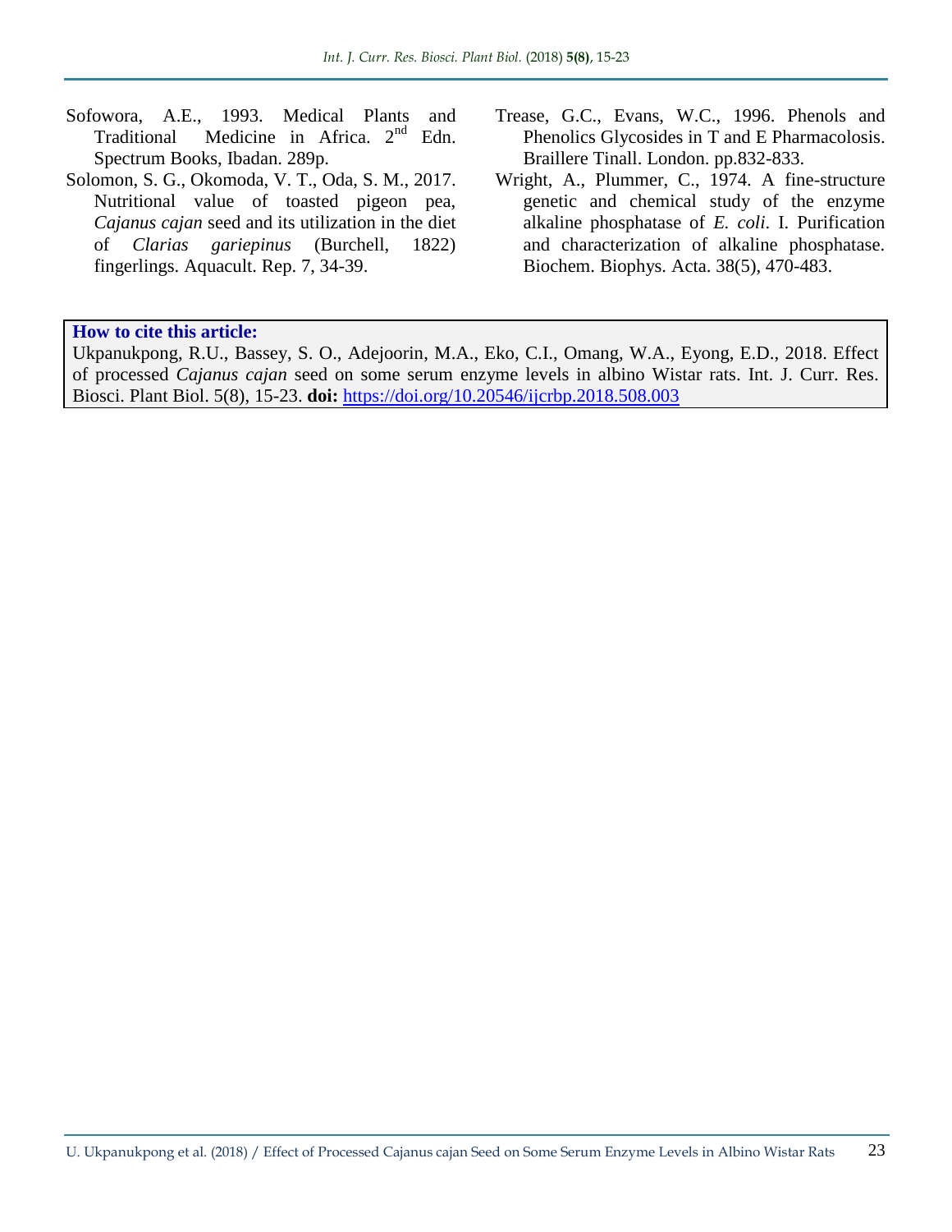Sofowora, A.E., 1993. Medical Plants and Traditional Medicine in Africa. 2nd Edn. Spectrum Books, Ibadan. 289p.

Solomon, S. G., Okomoda, V. T., Oda, S. M., 2017. Nutritional value of toasted pigeon pea, *Cajanus cajan* seed and its utilization in the diet of *Clarias gariepinus* (Burchell, 1822) fingerlings. Aquacult. Rep. 7, 34-39.

Trease, G.C., Evans, W.C., 1996. Phenols and Phenolics Glycosides in T and E Pharmacolosis. Braillere Tinall. London. pp.832-833.

Wright, A., Plummer, C., 1974. A fine-structure genetic and chemical study of the enzyme alkaline phosphatase of *E. coli*. I. Purification and characterization of alkaline phosphatase. Biochem. Biophys. Acta. 38(5), 470-483.

**How to cite this article:**

Ukpanukpong, R.U., Bassey, S. O., Adejoorin, M.A., Eko, C.I., Omang, W.A., Eyong, E.D., 2018. Effect of processed *Cajanus cajan* seed on some serum enzyme levels in albino Wistar rats. Int. J. Curr. Res. Biosci. Plant Biol. 5(8), 15-23. **doi:** https://doi.org/10.20546/ijcrbp.2018.508.003